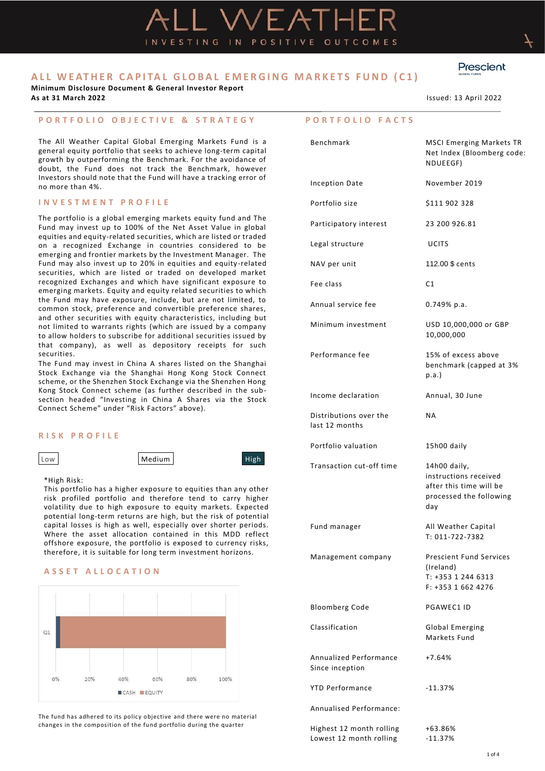# ALL WEATHER

INVESTING IN POSITIVE OUTCOMES

## ALL WEATHER CAPITAL GLOBAL EMERGING MARKETS FUND (C1)

**Minimum Disclosure Document & General Investor Report**
**As at 31 March 2022**

Issued: 13 April 2022

### PORTFOLIO OBJECTIVE & STRATEGY

The All Weather Capital Global Emerging Markets Fund is a general equity portfolio that seeks to achieve long-term capital growth by outperforming the Benchmark. For the avoidance of doubt, the Fund does not track the Benchmark, however Investors should note that the Fund will have a tracking error of no more than 4%.

### INVESTMENT PROFILE

The portfolio is a global emerging markets equity fund and The Fund may invest up to 100% of the Net Asset Value in global equities and equity-related securities, which are listed or traded on a recognized Exchange in countries considered to be emerging and frontier markets by the Investment Manager. The Fund may also invest up to 20% in equities and equity-related securities, which are listed or traded on developed market recognized Exchanges and which have significant exposure to emerging markets. Equity and equity related securities to which the Fund may have exposure, include, but are not limited, to common stock, preference and convertible preference shares, and other securities with equity characteristics, including but not limited to warrants rights (which are issued by a company to allow holders to subscribe for additional securities issued by that company), as well as depository receipts for such securities.
The Fund may invest in China A shares listed on the Shanghai Stock Exchange via the Shanghai Hong Kong Stock Connect scheme, or the Shenzhen Stock Exchange via the Shenzhen Hong Kong Stock Connect scheme (as further described in the sub-section headed "Investing in China A Shares via the Stock Connect Scheme" under "Risk Factors" above).

### RISK PROFILE

Low | Medium | **High**

*High Risk:
This portfolio has a higher exposure to equities than any other risk profiled portfolio and therefore tend to carry higher volatility due to high exposure to equity markets. Expected potential long-term returns are high, but the risk of potential capital losses is high as well, especially over shorter periods. Where the asset allocation contained in this MDD reflect offshore exposure, the portfolio is exposed to currency risks, therefore, it is suitable for long term investment horizons.

### ASSET ALLOCATION

The fund has adhered to its policy objective and there were no material changes in the composition of the fund portfolio during the quarter

### PORTFOLIO FACTS

| | |
|---|---|
| Benchmark | MSCI Emerging Markets TR Net Index (Bloomberg code: NDUEEGF) |
| Inception Date | November 2019 |
| Portfolio size | $111 902 328 |
| Participatory interest | 23 200 926.81 |
| Legal structure | UCITS |
| NAV per unit | 112.00 $ cents |
| Fee class | C1 |
| Annual service fee | 0.749% p.a. |
| Minimum investment | USD 10,000,000 or GBP 10,000,000 |
| Performance fee | 15% of excess above benchmark (capped at 3% p.a.) |
| Income declaration | Annual, 30 June |
| Distributions over the last 12 months | NA |
| Portfolio valuation | 15h00 daily |
| Transaction cut-off time | 14h00 daily, instructions received after this time will be processed the following day |
| Fund manager | All Weather Capital T: 011-722-7382 |
| Management company | Prescient Fund Services (Ireland) T: +353 1 244 6313 F: +353 1 662 4276 |
| Bloomberg Code | PGAWEC1 ID |
| Classification | Global Emerging Markets Fund |
| Annualized Performance Since inception | +7.64% |
| YTD Performance | -11.37% |
| Annualised Performance: | |
| Highest 12 month rolling | +63.86% |
| Lowest 12 month rolling | -11.37% |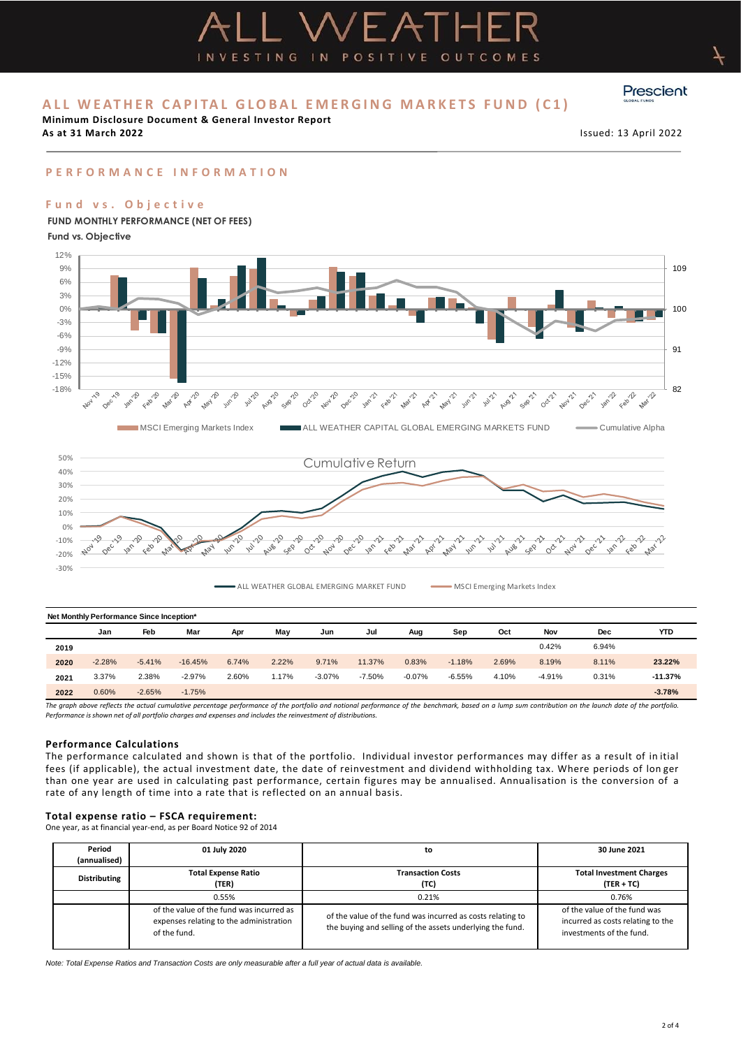# ALL WEATHER CAPITAL GLOBAL EMERGING MARKETS FUND (C1)

**Minimum Disclosure Document & General Investor Report**
**As at 31 March 2022**

Issued: 13 April 2022

## PERFORMANCE INFORMATION

### Fund vs. Objective

**FUND MONTHLY PERFORMANCE (NET OF FEES)**

**Fund vs. Objective**

MSCI Emerging Markets Index | ALL WEATHER CAPITAL GLOBAL EMERGING MARKETS FUND | Cumulative Alpha

Cumulative Return

ALL WEATHER GLOBAL EMERGING MARKET FUND | MSCI Emerging Markets Index

**Net Monthly Performance Since Inception***

| | Jan | Feb | Mar | Apr | May | Jun | Jul | Aug | Sep | Oct | Nov | Dec | YTD |
|---|---|---|---|---|---|---|---|---|---|---|---|---|---|
| **2019** | | | | | | | | | | | 0.42% | 6.94% | |
| **2020** | -2.28% | -5.41% | -16.45% | 6.74% | 2.22% | 9.71% | 11.37% | 0.83% | -1.18% | 2.69% | 8.19% | 8.11% | **23.22%** |
| **2021** | 3.37% | 2.38% | -2.97% | 2.60% | 1.17% | -3.07% | -7.50% | -0.07% | -6.55% | 4.10% | -4.91% | 0.31% | **-11.37%** |
| **2022** | 0.60% | -2.65% | -1.75% | | | | | | | | | | **-3.78%** |

*The graph above reflects the actual cumulative percentage performance of the portfolio and notional performance of the benchmark, based on a lump sum contribution on the launch date of the portfolio. Performance is shown net of all portfolio charges and expenses and includes the reinvestment of distributions.*

### Performance Calculations

The performance calculated and shown is that of the portfolio. Individual investor performances may differ as a result of initial fees (if applicable), the actual investment date, the date of reinvestment and dividend withholding tax. Where periods of longer than one year are used in calculating past performance, certain figures may be annualised. Annualisation is the conversion of a rate of any length of time into a rate that is reflected on an annual basis.

### Total expense ratio – FSCA requirement:

One year, as at financial year-end, as per Board Notice 92 of 2014

| Period (annualised) | 01 July 2020 | to | 30 June 2021 |
|---|---|---|---|
| **Distributing** | **Total Expense Ratio (TER)** | **Transaction Costs (TC)** | **Total Investment Charges (TER + TC)** |
| | 0.55% | 0.21% | 0.76% |
| | of the value of the fund was incurred as expenses relating to the administration of the fund. | of the value of the fund was incurred as costs relating to the buying and selling of the assets underlying the fund. | of the value of the fund was incurred as costs relating to the investments of the fund. |

*Note: Total Expense Ratios and Transaction Costs are only measurable after a full year of actual data is available.*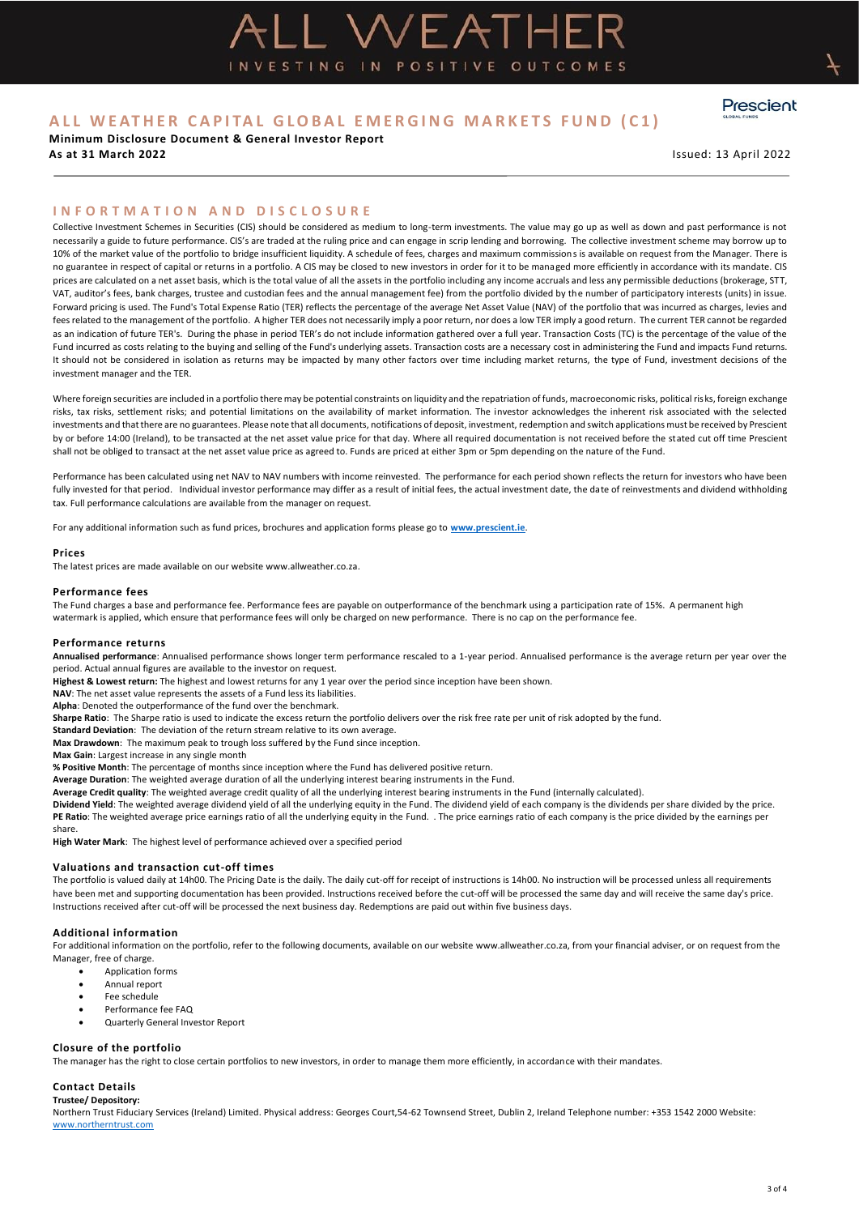# ALL WEATHER CAPITAL GLOBAL EMERGING MARKETS FUND (C1)

**Minimum Disclosure Document & General Investor Report**
**As at 31 March 2022**

Issued: 13 April 2022

## INFORTMATION AND DISCLOSURE

Collective Investment Schemes in Securities (CIS) should be considered as medium to long-term investments. The value may go up as well as down and past performance is not necessarily a guide to future performance. CIS's are traded at the ruling price and can engage in scrip lending and borrowing. The collective investment scheme may borrow up to 10% of the market value of the portfolio to bridge insufficient liquidity. A schedule of fees, charges and maximum commissions is available on request from the Manager. There is no guarantee in respect of capital or returns in a portfolio. A CIS may be closed to new investors in order for it to be managed more efficiently in accordance with its mandate. CIS prices are calculated on a net asset basis, which is the total value of all the assets in the portfolio including any income accruals and less any permissible deductions (brokerage, STT, VAT, auditor's fees, bank charges, trustee and custodian fees and the annual management fee) from the portfolio divided by the number of participatory interests (units) in issue. Forward pricing is used. The Fund's Total Expense Ratio (TER) reflects the percentage of the average Net Asset Value (NAV) of the portfolio that was incurred as charges, levies and fees related to the management of the portfolio. A higher TER does not necessarily imply a poor return, nor does a low TER imply a good return. The current TER cannot be regarded as an indication of future TER's. During the phase in period TER's do not include information gathered over a full year. Transaction Costs (TC) is the percentage of the value of the Fund incurred as costs relating to the buying and selling of the Fund's underlying assets. Transaction costs are a necessary cost in administering the Fund and impacts Fund returns. It should not be considered in isolation as returns may be impacted by many other factors over time including market returns, the type of Fund, investment decisions of the investment manager and the TER.

Where foreign securities are included in a portfolio there may be potential constraints on liquidity and the repatriation of funds, macroeconomic risks, political risks, foreign exchange risks, tax risks, settlement risks; and potential limitations on the availability of market information. The investor acknowledges the inherent risk associated with the selected investments and that there are no guarantees. Please note that all documents, notifications of deposit, investment, redemption and switch applications must be received by Prescient by or before 14:00 (Ireland), to be transacted at the net asset value price for that day. Where all required documentation is not received before the stated cut off time Prescient shall not be obliged to transact at the net asset value price as agreed to. Funds are priced at either 3pm or 5pm depending on the nature of the Fund.

Performance has been calculated using net NAV to NAV numbers with income reinvested. The performance for each period shown reflects the return for investors who have been fully invested for that period. Individual investor performance may differ as a result of initial fees, the actual investment date, the date of reinvestments and dividend withholding tax. Full performance calculations are available from the manager on request.

For any additional information such as fund prices, brochures and application forms please go to **www.prescient.ie**.

### Prices

The latest prices are made available on our website www.allweather.co.za.

### Performance fees

The Fund charges a base and performance fee. Performance fees are payable on outperformance of the benchmark using a participation rate of 15%. A permanent high watermark is applied, which ensure that performance fees will only be charged on new performance. There is no cap on the performance fee.

### Performance returns

**Annualised performance**: Annualised performance shows longer term performance rescaled to a 1-year period. Annualised performance is the average return per year over the period. Actual annual figures are available to the investor on request.

**Highest & Lowest return:** The highest and lowest returns for any 1 year over the period since inception have been shown.

**NAV**: The net asset value represents the assets of a Fund less its liabilities.

**Alpha**: Denoted the outperformance of the fund over the benchmark.

**Sharpe Ratio**: The Sharpe ratio is used to indicate the excess return the portfolio delivers over the risk free rate per unit of risk adopted by the fund.

**Standard Deviation**: The deviation of the return stream relative to its own average.

**Max Drawdown**: The maximum peak to trough loss suffered by the Fund since inception.

**Max Gain**: Largest increase in any single month

**% Positive Month**: The percentage of months since inception where the Fund has delivered positive return.

**Average Duration**: The weighted average duration of all the underlying interest bearing instruments in the Fund.

**Average Credit quality**: The weighted average credit quality of all the underlying interest bearing instruments in the Fund (internally calculated).

**Dividend Yield**: The weighted average dividend yield of all the underlying equity in the Fund. The dividend yield of each company is the dividends per share divided by the price.

**PE Ratio**: The weighted average price earnings ratio of all the underlying equity in the Fund. . The price earnings ratio of each company is the price divided by the earnings per share.

**High Water Mark**: The highest level of performance achieved over a specified period

### Valuations and transaction cut-off times

The portfolio is valued daily at 14h00. The Pricing Date is the daily. The daily cut-off for receipt of instructions is 14h00. No instruction will be processed unless all requirements have been met and supporting documentation has been provided. Instructions received before the cut-off will be processed the same day and will receive the same day's price. Instructions received after cut-off will be processed the next business day. Redemptions are paid out within five business days.

### Additional information

For additional information on the portfolio, refer to the following documents, available on our website www.allweather.co.za, from your financial adviser, or on request from the Manager, free of charge.

- Application forms
- Annual report
- Fee schedule
- Performance fee FAQ
- Quarterly General Investor Report

### Closure of the portfolio

The manager has the right to close certain portfolios to new investors, in order to manage them more efficiently, in accordance with their mandates.

### Contact Details

**Trustee/ Depository:**

Northern Trust Fiduciary Services (Ireland) Limited. Physical address: Georges Court,54-62 Townsend Street, Dublin 2, Ireland Telephone number: +353 1542 2000 Website: www.northerntrust.com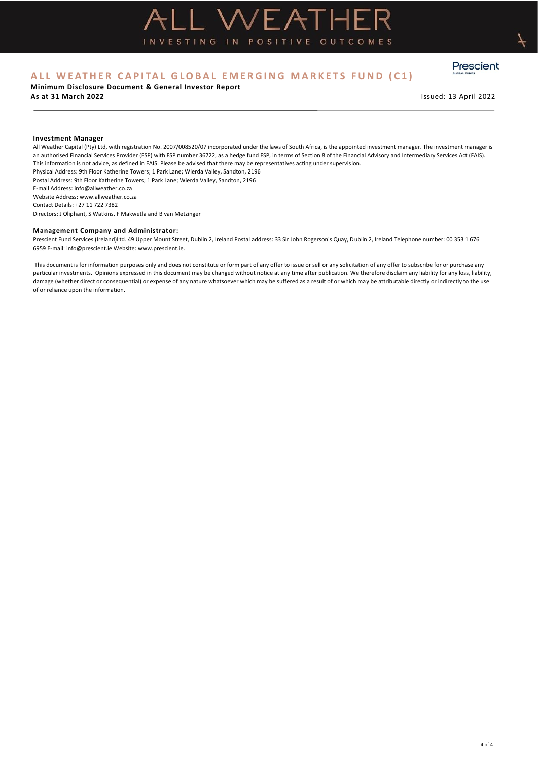## Investment Manager

All Weather Capital (Pty) Ltd, with registration No. 2007/008520/07 incorporated under the laws of South Africa, is the appointed investment manager. The investment manager is an authorised Financial Services Provider (FSP) with FSP number 36722, as a hedge fund FSP, in terms of Section 8 of the Financial Advisory and Intermediary Services Act (FAIS). This information is not advice, as defined in FAIS. Please be advised that there may be representatives acting under supervision.

Physical Address: 9th Floor Katherine Towers; 1 Park Lane; Wierda Valley, Sandton, 2196

Postal Address: 9th Floor Katherine Towers; 1 Park Lane; Wierda Valley, Sandton, 2196

E-mail Address: info@allweather.co.za

Website Address: www.allweather.co.za

Contact Details: +27 11 722 7382

Directors: J Oliphant, S Watkins, F Makwetla and B van Metzinger

## Management Company and Administrator:

Prescient Fund Services (Ireland)Ltd. 49 Upper Mount Street, Dublin 2, Ireland Postal address: 33 Sir John Rogerson's Quay, Dublin 2, Ireland Telephone number: 00 353 1 676 6959 E-mail: info@prescient.ie Website: www.prescient.ie.

This document is for information purposes only and does not constitute or form part of any offer to issue or sell or any solicitation of any offer to subscribe for or purchase any particular investments. Opinions expressed in this document may be changed without notice at any time after publication. We therefore disclaim any liability for any loss, liability, damage (whether direct or consequential) or expense of any nature whatsoever which may be suffered as a result of or which may be attributable directly or indirectly to the use of or reliance upon the information.